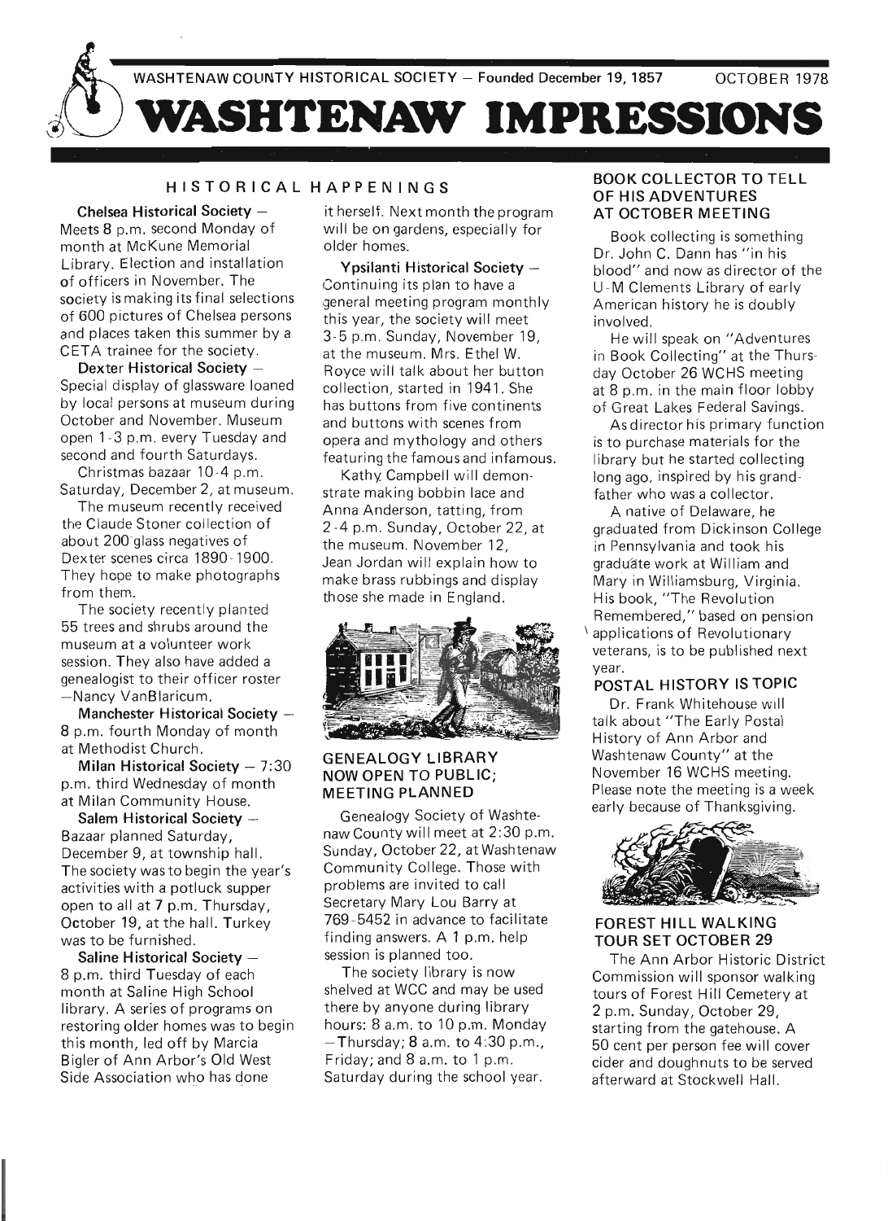WASHTENAW COUNTY HISTORICAL SOCIETY — Founded December 19, 1857 OCTOBER 1978

# WASHTENAW IMPRESSIONS

## HISTORICAL HAPPENINGS

**Chelsea Historical Society** — Meets 8 p.m. second Monday of month at McKune Memorial Library. Election and installation of officers in November. The society is making its final selections of 600 pictures of Chelsea persons and places taken this summer by a CETA trainee for the society.

**Dexter Historical Society** — Special display of glassware loaned by local persons at museum during October and November. Museum open 1-3 p.m. every Tuesday and second and fourth Saturdays.

Christmas bazaar 10-4 p.m. Saturday, December 2, at museum.

The museum recently received the Claude Stoner collection of about 200 glass negatives of Dexter scenes circa 1890-1900. They hope to make photographs from them.

The society recently planted 55 trees and shrubs around the museum at a volunteer work session. They also have added a genealogist to their officer roster —Nancy VanBlaricum.

**Manchester Historical Society** — 8 p.m. fourth Monday of month at Methodist Church.

**Milan Historical Society** — 7:30 p.m. third Wednesday of month at Milan Community House.

**Salem Historical Society** — Bazaar planned Saturday, December 9, at township hall. The society was to begin the year's activities with a potluck supper open to all at 7 p.m. Thursday, October 19, at the hall. Turkey was to be furnished.

**Saline Historical Society** — 8 p.m. third Tuesday of each month at Saline High School library. A series of programs on restoring older homes was to begin this month, led off by Marcia Bigler of Ann Arbor's Old West Side Association who has done it herself. Next month the program will be on gardens, especially for older homes.

**Ypsilanti Historical Society** — Continuing its plan to have a general meeting program monthly this year, the society will meet 3-5 p.m. Sunday, November 19, at the museum. Mrs. Ethel W. Royce will talk about her button collection, started in 1941. She has buttons from five continents and buttons with scenes from opera and mythology and others featuring the famous and infamous.

Kathy Campbell will demonstrate making bobbin lace and Anna Anderson, tatting, from 2-4 p.m. Sunday, October 22, at the museum. November 12, Jean Jordan will explain how to make brass rubbings and display those she made in England.

### GENEALOGY LIBRARY NOW OPEN TO PUBLIC; MEETING PLANNED

Genealogy Society of Washtenaw County will meet at 2:30 p.m. Sunday, October 22, at Washtenaw Community College. Those with problems are invited to call Secretary Mary Lou Barry at 769-5452 in advance to facilitate finding answers. A 1 p.m. help session is planned too.

The society library is now shelved at WCC and may be used there by anyone during library hours: 8 a.m. to 10 p.m. Monday —Thursday; 8 a.m. to 4:30 p.m., Friday; and 8 a.m. to 1 p.m. Saturday during the school year.

### BOOK COLLECTOR TO TELL OF HIS ADVENTURES AT OCTOBER MEETING

Book collecting is something Dr. John C. Dann has "in his blood" and now as director of the U-M Clements Library of early American history he is doubly involved.

He will speak on "Adventures in Book Collecting" at the Thursday October 26 WCHS meeting at 8 p.m. in the main floor lobby of Great Lakes Federal Savings.

As director his primary function is to purchase materials for the library but he started collecting long ago, inspired by his grandfather who was a collector.

A native of Delaware, he graduated from Dickinson College in Pennsylvania and took his graduate work at William and Mary in Williamsburg, Virginia. His book, "The Revolution Remembered," based on pension applications of Revolutionary veterans, is to be published next year.

### POSTAL HISTORY IS TOPIC

Dr. Frank Whitehouse will talk about "The Early Postal History of Ann Arbor and Washtenaw County" at the November 16 WCHS meeting. Please note the meeting is a week early because of Thanksgiving.

### FOREST HILL WALKING TOUR SET OCTOBER 29

The Ann Arbor Historic District Commission will sponsor walking tours of Forest Hill Cemetery at 2 p.m. Sunday, October 29, starting from the gatehouse. A 50 cent per person fee will cover cider and doughnuts to be served afterward at Stockwell Hall.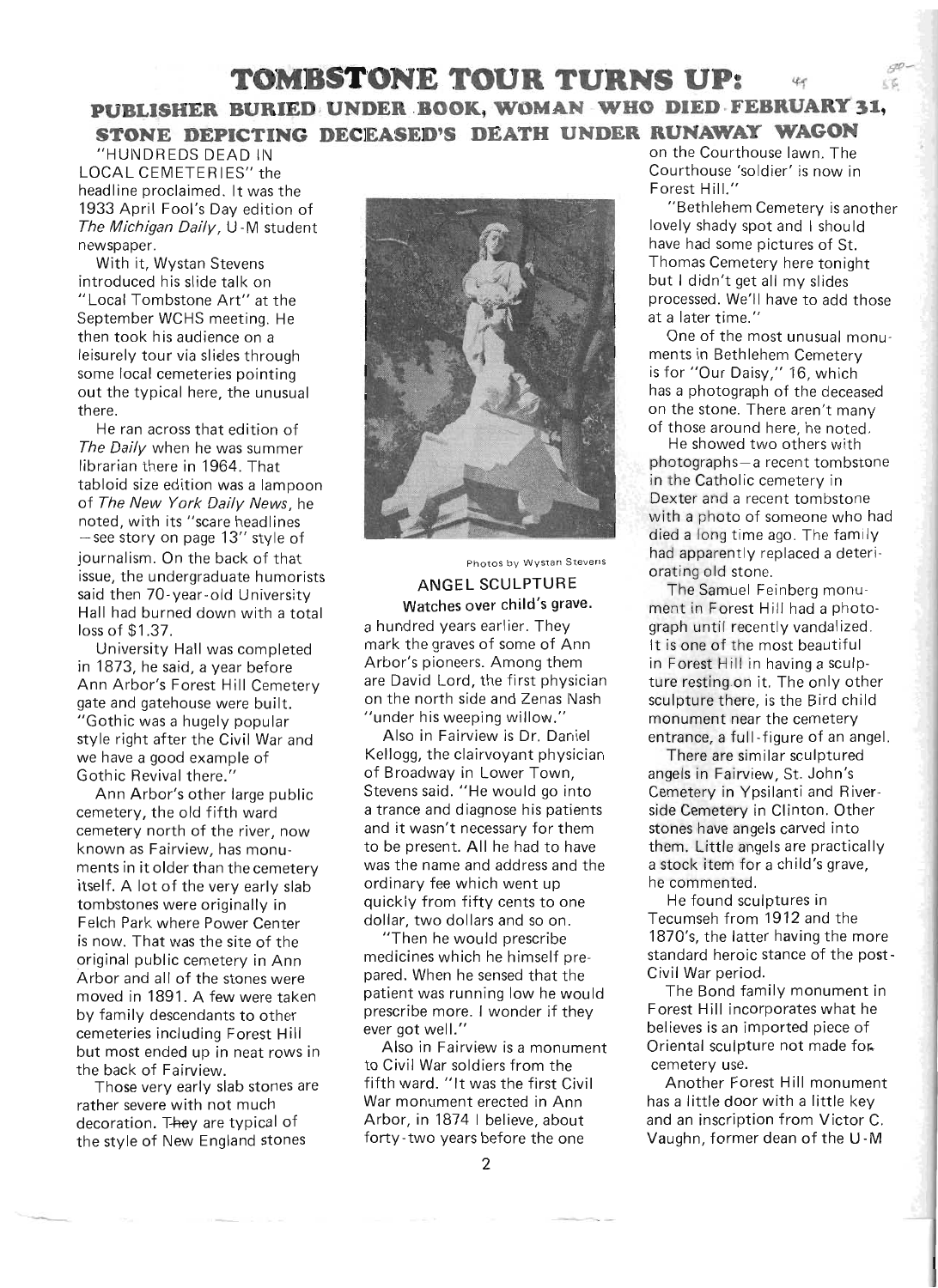# TOMBSTONE TOUR TURNS UP:

## PUBLISHER BURIED UNDER BOOK, WOMAN WHO DIED FEBRUARY 31, STONE DEPICTING DECEASED'S DEATH UNDER RUNAWAY WAGON

"HUNDREDS DEAD IN LOCAL CEMETERIES" the headline proclaimed. It was the 1933 April Fool's Day edition of *The Michigan Daily*, U-M student newspaper.

With it, Wystan Stevens introduced his slide talk on "Local Tombstone Art" at the September WCHS meeting. He then took his audience on a leisurely tour via slides through some local cemeteries pointing out the typical here, the unusual there.

He ran across that edition of *The Daily* when he was summer librarian there in 1964. That tabloid size edition was a lampoon of *The New York Daily News*, he noted, with its "scare headlines —see story on page 13" style of journalism. On the back of that issue, the undergraduate humorists said then 70-year-old University Hall had burned down with a total loss of $1.37.

University Hall was completed in 1873, he said, a year before Ann Arbor's Forest Hill Cemetery gate and gatehouse were built. "Gothic was a hugely popular style right after the Civil War and we have a good example of Gothic Revival there."

Ann Arbor's other large public cemetery, the old fifth ward cemetery north of the river, now known as Fairview, has monuments in it older than the cemetery itself. A lot of the very early slab tombstones were originally in Felch Park where Power Center is now. That was the site of the original public cemetery in Ann Arbor and all of the stones were moved in 1891. A few were taken by family descendants to other cemeteries including Forest Hill but most ended up in neat rows in the back of Fairview.

Those very early slab stones are rather severe with not much decoration. They are typical of the style of New England stones a hundred years earlier. They mark the graves of some of Ann Arbor's pioneers. Among them are David Lord, the first physician on the north side and Zenas Nash "under his weeping willow."

Photos by Wystan Stevens

**ANGEL SCULPTURE**
**Watches over child's grave.**

Also in Fairview is Dr. Daniel Kellogg, the clairvoyant physician of Broadway in Lower Town, Stevens said. "He would go into a trance and diagnose his patients and it wasn't necessary for them to be present. All he had to have was the name and address and the ordinary fee which went up quickly from fifty cents to one dollar, two dollars and so on.

"Then he would prescribe medicines which he himself prepared. When he sensed that the patient was running low he would prescribe more. I wonder if they ever got well."

Also in Fairview is a monument to Civil War soldiers from the fifth ward. "It was the first Civil War monument erected in Ann Arbor, in 1874 I believe, about forty-two years before the one on the Courthouse lawn. The Courthouse 'soldier' is now in Forest Hill."

"Bethlehem Cemetery is another lovely shady spot and I should have had some pictures of St. Thomas Cemetery here tonight but I didn't get all my slides processed. We'll have to add those at a later time."

One of the most unusual monuments in Bethlehem Cemetery is for "Our Daisy," 16, which has a photograph of the deceased on the stone. There aren't many of those around here, he noted.

He showed two others with photographs—a recent tombstone in the Catholic cemetery in Dexter and a recent tombstone with a photo of someone who had died a long time ago. The family had apparently replaced a deteriorating old stone.

The Samuel Feinberg monument in Forest Hill had a photograph until recently vandalized. It is one of the most beautiful in Forest Hill in having a sculpture resting on it. The only other sculpture there, is the Bird child monument near the cemetery entrance, a full-figure of an angel.

There are similar sculptured angels in Fairview, St. John's Cemetery in Ypsilanti and Riverside Cemetery in Clinton. Other stones have angels carved into them. Little angels are practically a stock item for a child's grave, he commented.

He found sculptures in Tecumseh from 1912 and the 1870's, the latter having the more standard heroic stance of the post-Civil War period.

The Bond family monument in Forest Hill incorporates what he believes is an imported piece of Oriental sculpture not made for cemetery use.

Another Forest Hill monument has a little door with a little key and an inscription from Victor C. Vaughn, former dean of the U-M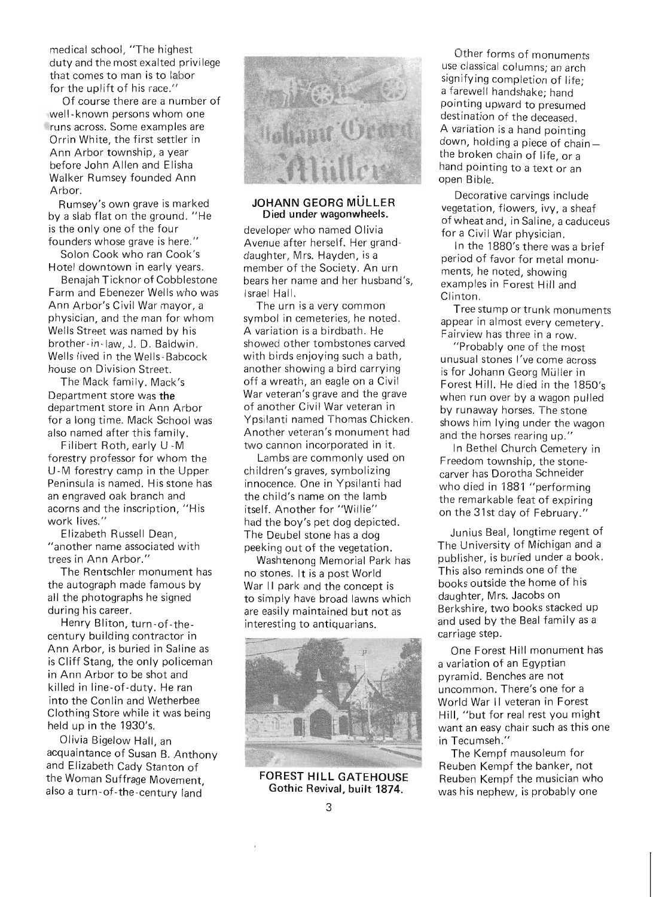medical school, "The highest duty and the most exalted privilege that comes to man is to labor for the uplift of his race."

Of course there are a number of well-known persons whom one runs across. Some examples are Orrin White, the first settler in Ann Arbor township, a year before John Allen and Elisha Walker Rumsey founded Ann Arbor.

Rumsey's own grave is marked by a slab flat on the ground. "He is the only one of the four founders whose grave is here."

Solon Cook who ran Cook's Hotel downtown in early years.

Benajah Ticknor of Cobblestone Farm and Ebenezer Wells who was Ann Arbor's Civil War mayor, a physician, and the man for whom Wells Street was named by his brother-in-law, J. D. Baldwin. Wells lived in the Wells-Babcock house on Division Street.

The Mack family. Mack's Department store was **the** department store in Ann Arbor for a long time. Mack School was also named after this family.

Filibert Roth, early U-M forestry professor for whom the U-M forestry camp in the Upper Peninsula is named. His stone has an engraved oak branch and acorns and the inscription, "His work lives."

Elizabeth Russell Dean, "another name associated with trees in Ann Arbor."

The Rentschler monument has the autograph made famous by all the photographs he signed during his career.

Henry Bliton, turn-of-the-century building contractor in Ann Arbor, is buried in Saline as is Cliff Stang, the only policeman in Ann Arbor to be shot and killed in line-of-duty. He ran into the Conlin and Wetherbee Clothing Store while it was being held up in the 1930's.

Olivia Bigelow Hall, an acquaintance of Susan B. Anthony and Elizabeth Cady Stanton of the Woman Suffrage Movement, also a turn-of-the-century land developer who named Olivia Avenue after herself. Her granddaughter, Mrs. Hayden, is a member of the Society. An urn bears her name and her husband's, Israel Hall.

**JOHANN GEORG MÜLLER**
**Died under wagonwheels.**

The urn is a very common symbol in cemeteries, he noted. A variation is a birdbath. He showed other tombstones carved with birds enjoying such a bath, another showing a bird carrying off a wreath, an eagle on a Civil War veteran's grave and the grave of another Civil War veteran in Ypsilanti named Thomas Chicken. Another veteran's monument had two cannon incorporated in it.

Lambs are commonly used on children's graves, symbolizing innocence. One in Ypsilanti had the child's name on the lamb itself. Another for "Willie" had the boy's pet dog depicted. The Deubel stone has a dog peeking out of the vegetation.

Washtenong Memorial Park has no stones. It is a post World War II park and the concept is to simply have broad lawns which are easily maintained but not as interesting to antiquarians.

**FOREST HILL GATEHOUSE**
**Gothic Revival, built 1874.**

Other forms of monuments use classical columns; an arch signifying completion of life; a farewell handshake; hand pointing upward to presumed destination of the deceased. A variation is a hand pointing down, holding a piece of chain—the broken chain of life, or a hand pointing to a text or an open Bible.

Decorative carvings include vegetation, flowers, ivy, a sheaf of wheat and, in Saline, a caduceus for a Civil War physician.

In the 1880's there was a brief period of favor for metal monuments, he noted, showing examples in Forest Hill and Clinton.

Tree stump or trunk monuments appear in almost every cemetery. Fairview has three in a row.

"Probably one of the most unusual stones I've come across is for Johann Georg Müller in Forest Hill. He died in the 1850's when run over by a wagon pulled by runaway horses. The stone shows him lying under the wagon and the horses rearing up."

In Bethel Church Cemetery in Freedom township, the stone-carver has Dorotha Schneider who died in 1881 "performing the remarkable feat of expiring on the 31st day of February."

Junius Beal, longtime regent of The University of Michigan and a publisher, is buried under a book. This also reminds one of the books outside the home of his daughter, Mrs. Jacobs on Berkshire, two books stacked up and used by the Beal family as a carriage step.

One Forest Hill monument has a variation of an Egyptian pyramid. Benches are not uncommon. There's one for a World War II veteran in Forest Hill, "but for real rest you might want an easy chair such as this one in Tecumseh."

The Kempf mausoleum for Reuben Kempf the banker, not Reuben Kempf the musician who was his nephew, is probably one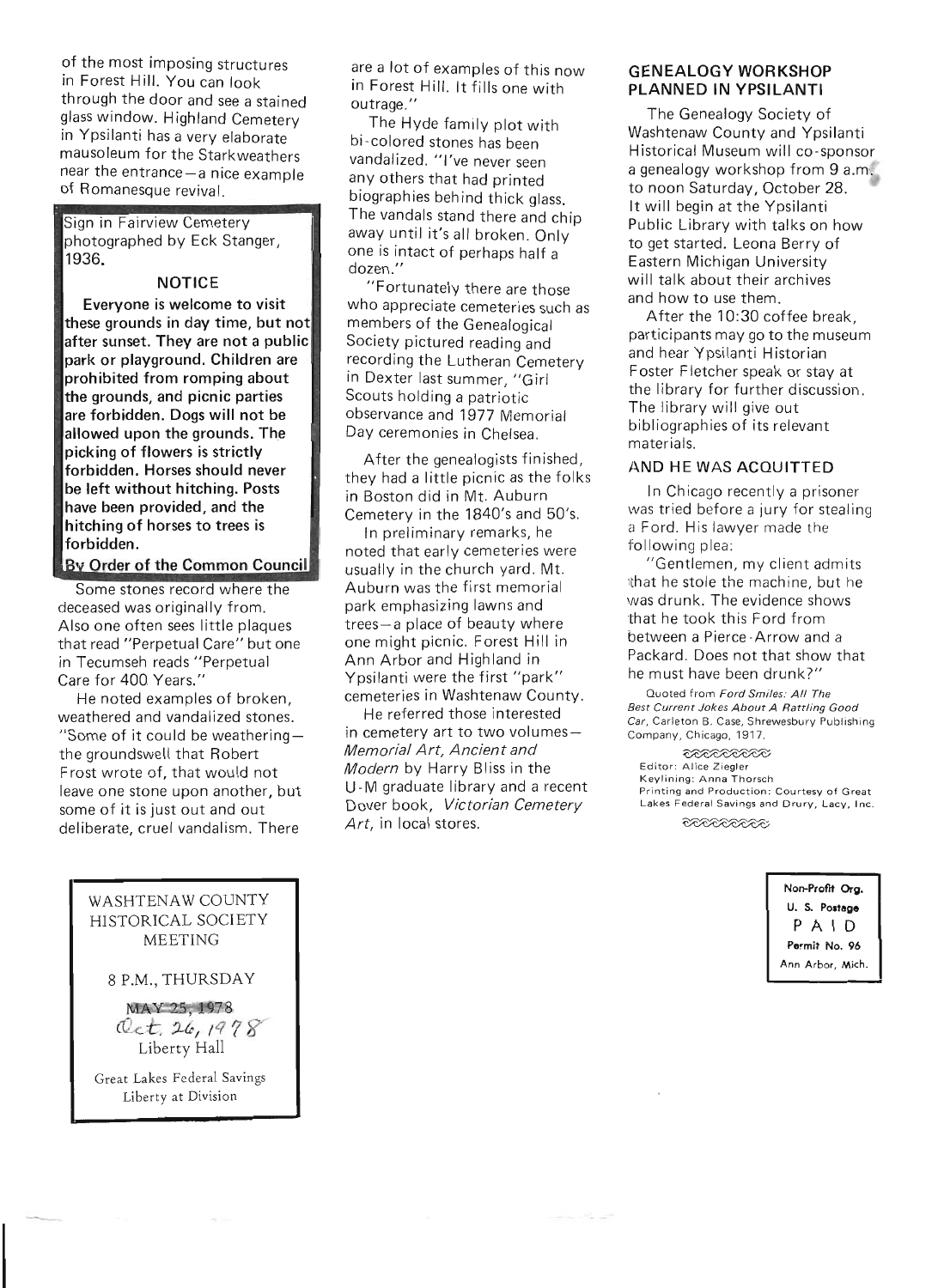of the most imposing structures in Forest Hill. You can look through the door and see a stained glass window. Highland Cemetery in Ypsilanti has a very elaborate mausoleum for the Starkweathers near the entrance—a nice example of Romanesque revival.

Sign in Fairview Cemetery photographed by Eck Stanger, 1936.

**NOTICE**

**Everyone is welcome to visit these grounds in day time, but not after sunset. They are not a public park or playground. Children are prohibited from romping about the grounds, and picnic parties are forbidden. Dogs will not be allowed upon the grounds. The picking of flowers is strictly forbidden. Horses should never be left without hitching. Posts have been provided, and the hitching of horses to trees is forbidden.**

**By Order of the Common Council**

Some stones record where the deceased was originally from. Also one often sees little plaques that read "Perpetual Care" but one in Tecumseh reads "Perpetual Care for 400 Years."

He noted examples of broken, weathered and vandalized stones. "Some of it could be weathering—the groundswell that Robert Frost wrote of, that would not leave one stone upon another, but some of it is just out and out deliberate, cruel vandalism. There are a lot of examples of this now in Forest Hill. It fills one with outrage."

The Hyde family plot with bi-colored stones has been vandalized. "I've never seen any others that had printed biographies behind thick glass. The vandals stand there and chip away until it's all broken. Only one is intact of perhaps half a dozen."

"Fortunately there are those who appreciate cemeteries such as members of the Genealogical Society pictured reading and recording the Lutheran Cemetery in Dexter last summer, "Girl Scouts holding a patriotic observance and 1977 Memorial Day ceremonies in Chelsea.

After the genealogists finished, they had a little picnic as the folks in Boston did in Mt. Auburn Cemetery in the 1840's and 50's.

In preliminary remarks, he noted that early cemeteries were usually in the church yard. Mt. Auburn was the first memorial park emphasizing lawns and trees—a place of beauty where one might picnic. Forest Hill in Ann Arbor and Highland in Ypsilanti were the first "park" cemeteries in Washtenaw County.

He referred those interested in cemetery art to two volumes—*Memorial Art, Ancient and Modern* by Harry Bliss in the U-M graduate library and a recent Dover book, *Victorian Cemetery Art*, in local stores.

## GENEALOGY WORKSHOP PLANNED IN YPSILANTI

The Genealogy Society of Washtenaw County and Ypsilanti Historical Museum will co-sponsor a genealogy workshop from 9 a.m. to noon Saturday, October 28. It will begin at the Ypsilanti Public Library with talks on how to get started. Leona Berry of Eastern Michigan University will talk about their archives and how to use them.

After the 10:30 coffee break, participants may go to the museum and hear Ypsilanti Historian Foster Fletcher speak or stay at the library for further discussion. The library will give out bibliographies of its relevant materials.

## AND HE WAS ACQUITTED

In Chicago recently a prisoner was tried before a jury for stealing a Ford. His lawyer made the following plea:

"Gentlemen, my client admits that he stole the machine, but he was drunk. The evidence shows that he took this Ford from between a Pierce-Arrow and a Packard. Does not that show that he must have been drunk?"

Quoted from *Ford Smiles: All The Best Current Jokes About A Rattling Good Car*, Carleton B. Case, Shrewesbury Publishing Company, Chicago, 1917.

Editor: Alice Ziegler
Keylining: Anna Thorsch
Printing and Production: Courtesy of Great Lakes Federal Savings and Drury, Lacy, Inc.

WASHTENAW COUNTY
HISTORICAL SOCIETY
MEETING

8 P.M., THURSDAY

~~MAY 25, 1978~~
Oct. 26, 1978
Liberty Hall

Great Lakes Federal Savings
Liberty at Division

Non-Profit Org.
U. S. Postage
PAID
Permit No. 96
Ann Arbor, Mich.